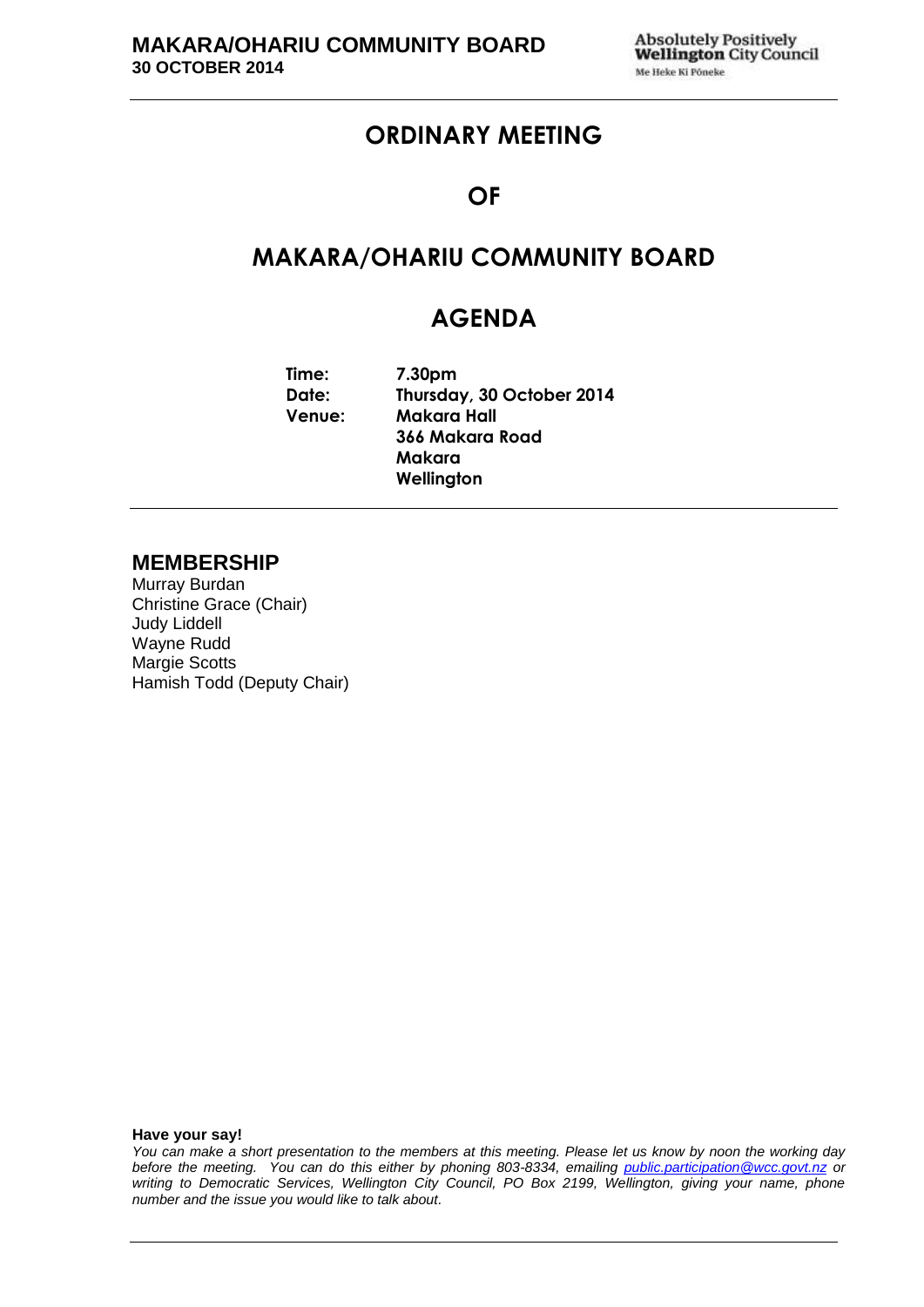# ORDINARY MEETING

# OF

# MAKARA/OHARIU COMMUNITY BOARD

# AGENDA

**Time:** 7.30pm
**Date:** Thursday, 30 October 2014
**Venue:** Makara Hall
366 Makara Road
Makara
Wellington

## MEMBERSHIP

Murray Burdan
Christine Grace (Chair)
Judy Liddell
Wayne Rudd
Margie Scotts
Hamish Todd (Deputy Chair)

**Have your say!**

*You can make a short presentation to the members at this meeting. Please let us know by noon the working day before the meeting. You can do this either by phoning 803-8334, emailing public.participation@wcc.govt.nz or writing to Democratic Services, Wellington City Council, PO Box 2199, Wellington, giving your name, phone number and the issue you would like to talk about.*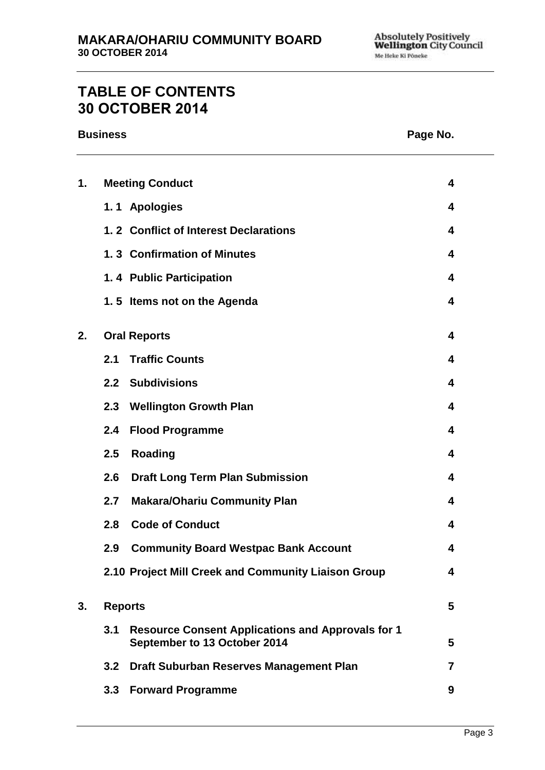# TABLE OF CONTENTS
# 30 OCTOBER 2014

| Business | | | Page No. |
|---|---|---|---|
| 1. | Meeting Conduct | | 4 |
| | 1. 1 | Apologies | 4 |
| | 1. 2 | Conflict of Interest Declarations | 4 |
| | 1. 3 | Confirmation of Minutes | 4 |
| | 1. 4 | Public Participation | 4 |
| | 1. 5 | Items not on the Agenda | 4 |
| 2. | Oral Reports | | 4 |
| | 2.1 | Traffic Counts | 4 |
| | 2.2 | Subdivisions | 4 |
| | 2.3 | Wellington Growth Plan | 4 |
| | 2.4 | Flood Programme | 4 |
| | 2.5 | Roading | 4 |
| | 2.6 | Draft Long Term Plan Submission | 4 |
| | 2.7 | Makara/Ohariu Community Plan | 4 |
| | 2.8 | Code of Conduct | 4 |
| | 2.9 | Community Board Westpac Bank Account | 4 |
| | 2.10 | Project Mill Creek and Community Liaison Group | 4 |
| 3. | Reports | | 5 |
| | 3.1 | Resource Consent Applications and Approvals for 1 September to 13 October 2014 | 5 |
| | 3.2 | Draft Suburban Reserves Management Plan | 7 |
| | 3.3 | Forward Programme | 9 |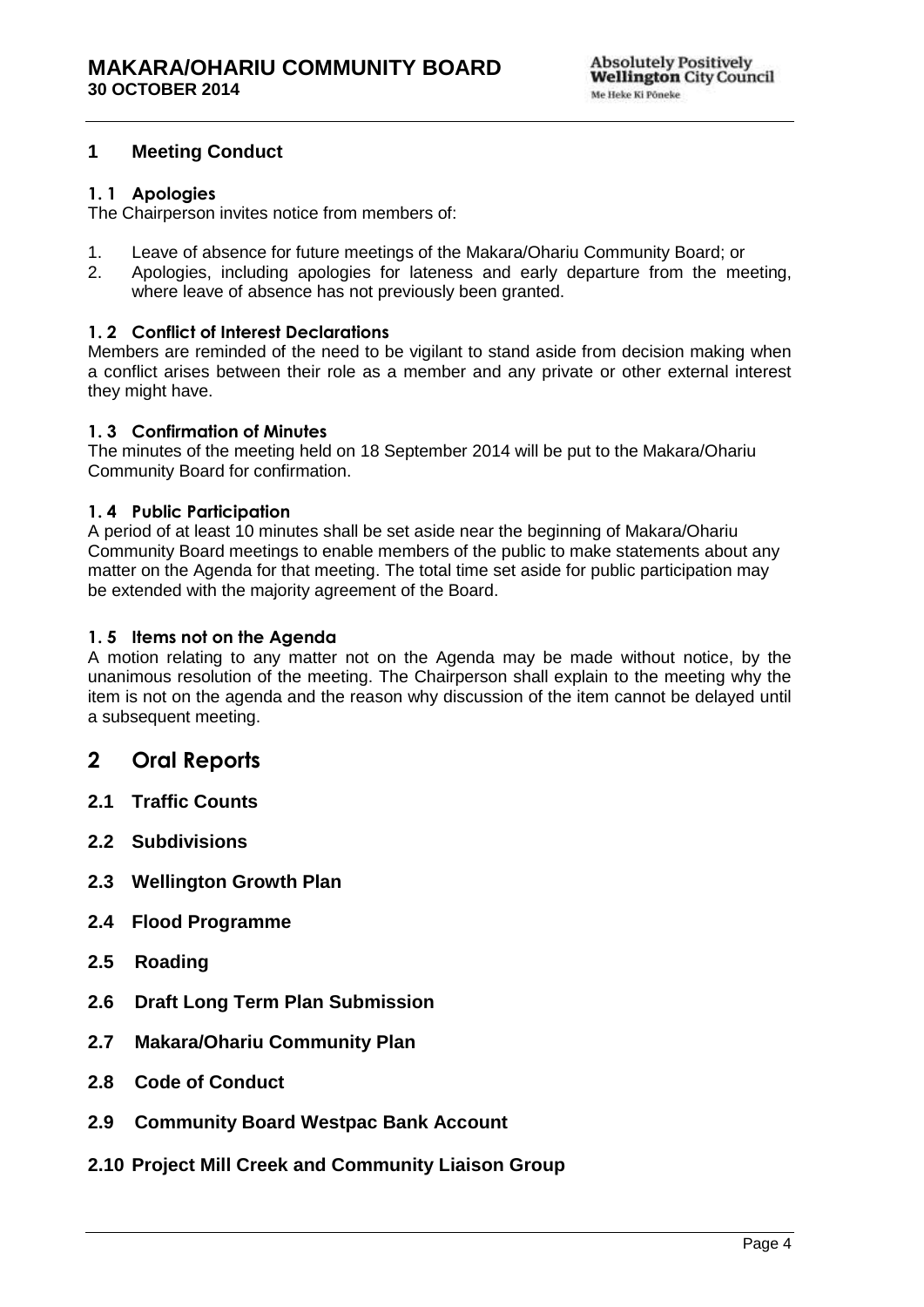## 1 Meeting Conduct

### 1. 1 Apologies

The Chairperson invites notice from members of:

1. Leave of absence for future meetings of the Makara/Ohariu Community Board; or
2. Apologies, including apologies for lateness and early departure from the meeting, where leave of absence has not previously been granted.

### 1. 2 Conflict of Interest Declarations

Members are reminded of the need to be vigilant to stand aside from decision making when a conflict arises between their role as a member and any private or other external interest they might have.

### 1. 3 Confirmation of Minutes

The minutes of the meeting held on 18 September 2014 will be put to the Makara/Ohariu Community Board for confirmation.

### 1. 4 Public Participation

A period of at least 10 minutes shall be set aside near the beginning of Makara/Ohariu Community Board meetings to enable members of the public to make statements about any matter on the Agenda for that meeting. The total time set aside for public participation may be extended with the majority agreement of the Board.

### 1. 5 Items not on the Agenda

A motion relating to any matter not on the Agenda may be made without notice, by the unanimous resolution of the meeting. The Chairperson shall explain to the meeting why the item is not on the agenda and the reason why discussion of the item cannot be delayed until a subsequent meeting.

## 2 Oral Reports

### 2.1 Traffic Counts

### 2.2 Subdivisions

### 2.3 Wellington Growth Plan

### 2.4 Flood Programme

### 2.5 Roading

### 2.6 Draft Long Term Plan Submission

### 2.7 Makara/Ohariu Community Plan

### 2.8 Code of Conduct

### 2.9 Community Board Westpac Bank Account

### 2.10 Project Mill Creek and Community Liaison Group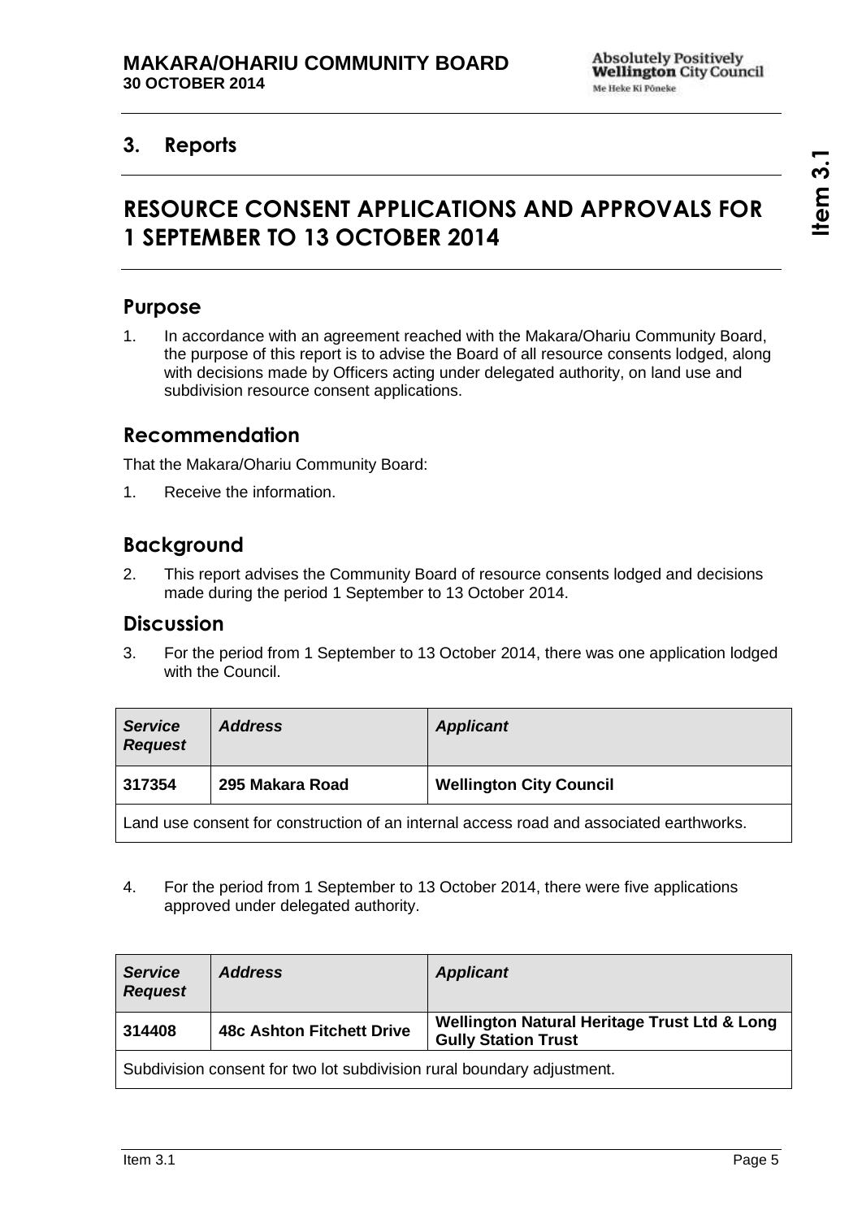## 3. Reports

# RESOURCE CONSENT APPLICATIONS AND APPROVALS FOR 1 SEPTEMBER TO 13 OCTOBER 2014

## Purpose

1. In accordance with an agreement reached with the Makara/Ohariu Community Board, the purpose of this report is to advise the Board of all resource consents lodged, along with decisions made by Officers acting under delegated authority, on land use and subdivision resource consent applications.

## Recommendation

That the Makara/Ohariu Community Board:

1. Receive the information.

## Background

2. This report advises the Community Board of resource consents lodged and decisions made during the period 1 September to 13 October 2014.

## Discussion

3. For the period from 1 September to 13 October 2014, there was one application lodged with the Council.

| *Service Request* | *Address* | *Applicant* |
|---|---|---|
| **317354** | **295 Makara Road** | **Wellington City Council** |
| Land use consent for construction of an internal access road and associated earthworks. | | |

4. For the period from 1 September to 13 October 2014, there were five applications approved under delegated authority.

| *Service Request* | *Address* | *Applicant* |
|---|---|---|
| **314408** | **48c Ashton Fitchett Drive** | **Wellington Natural Heritage Trust Ltd & Long Gully Station Trust** |
| Subdivision consent for two lot subdivision rural boundary adjustment. | | |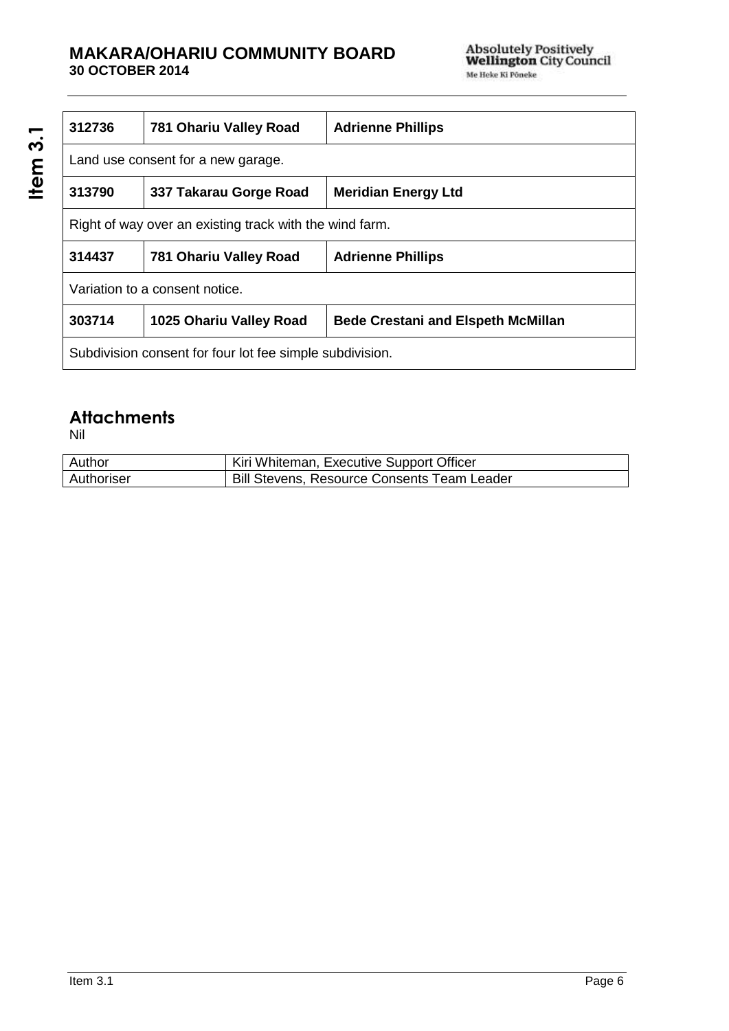| 312736 | 781 Ohariu Valley Road | Adrienne Phillips |
|---|---|---|
| Land use consent for a new garage. | | |
| **313790** | **337 Takarau Gorge Road** | **Meridian Energy Ltd** |
| Right of way over an existing track with the wind farm. | | |
| **314437** | **781 Ohariu Valley Road** | **Adrienne Phillips** |
| Variation to a consent notice. | | |
| **303714** | **1025 Ohariu Valley Road** | **Bede Crestani and Elspeth McMillan** |
| Subdivision consent for four lot fee simple subdivision. | | |

## Attachments

Nil

| Author | Kiri Whiteman, Executive Support Officer |
|---|---|
| Authoriser | Bill Stevens, Resource Consents Team Leader |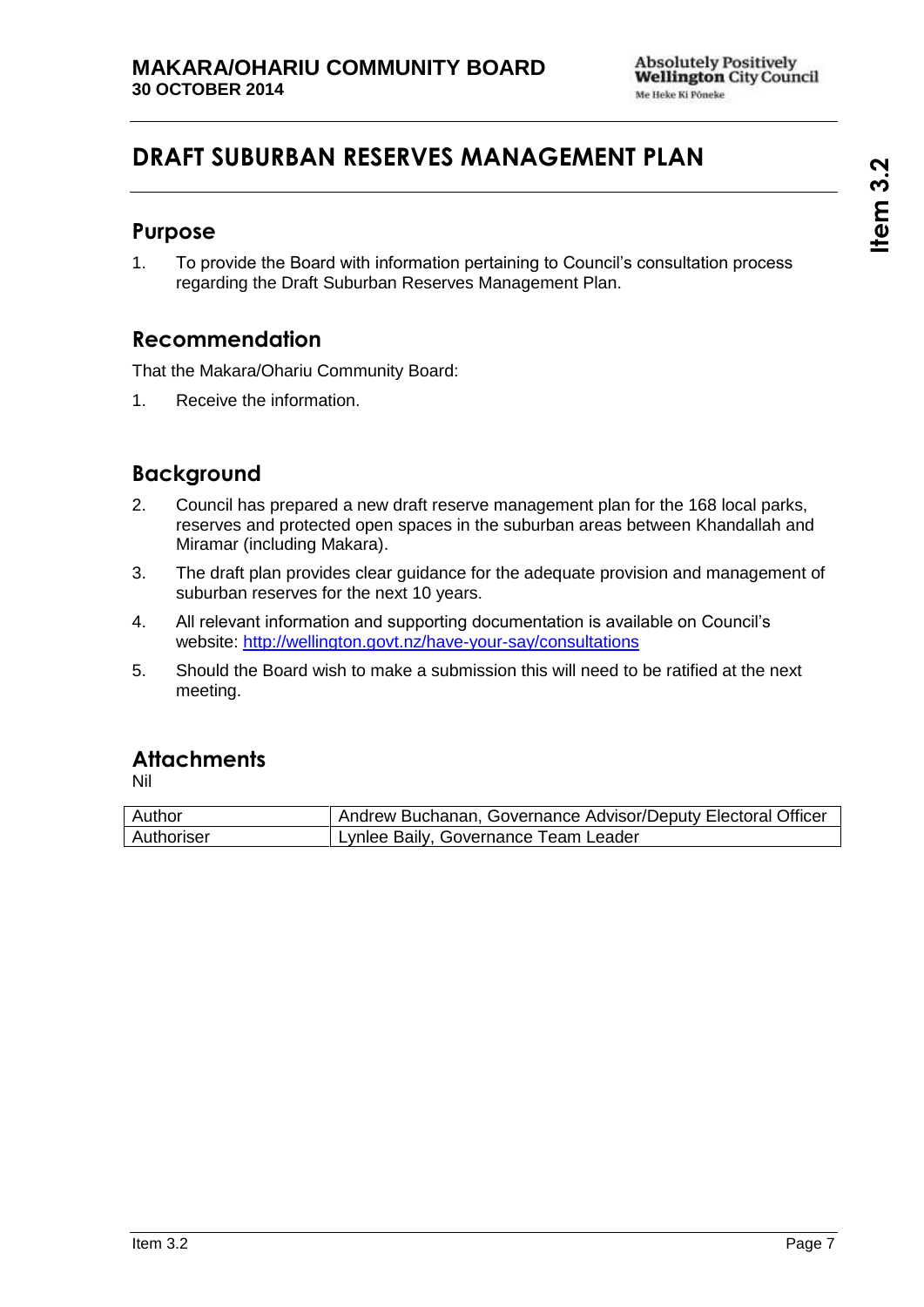# DRAFT SUBURBAN RESERVES MANAGEMENT PLAN

## Purpose

1. To provide the Board with information pertaining to Council's consultation process regarding the Draft Suburban Reserves Management Plan.

## Recommendation

That the Makara/Ohariu Community Board:

1. Receive the information.

## Background

2. Council has prepared a new draft reserve management plan for the 168 local parks, reserves and protected open spaces in the suburban areas between Khandallah and Miramar (including Makara).
3. The draft plan provides clear guidance for the adequate provision and management of suburban reserves for the next 10 years.
4. All relevant information and supporting documentation is available on Council's website: http://wellington.govt.nz/have-your-say/consultations
5. Should the Board wish to make a submission this will need to be ratified at the next meeting.

## Attachments

Nil

| Author | Andrew Buchanan, Governance Advisor/Deputy Electoral Officer |
|---|---|
| Authoriser | Lynlee Baily, Governance Team Leader |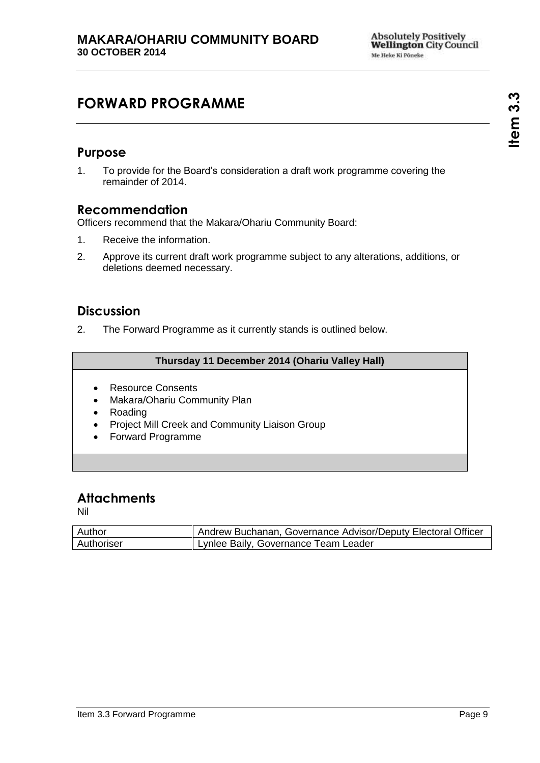# FORWARD PROGRAMME

## Purpose

1. To provide for the Board's consideration a draft work programme covering the remainder of 2014.

## Recommendation

Officers recommend that the Makara/Ohariu Community Board:

1. Receive the information.
2. Approve its current draft work programme subject to any alterations, additions, or deletions deemed necessary.

## Discussion

2. The Forward Programme as it currently stands is outlined below.

| Thursday 11 December 2014 (Ohariu Valley Hall) |
| --- |
| • Resource Consents<br>• Makara/Ohariu Community Plan<br>• Roading<br>• Project Mill Creek and Community Liaison Group<br>• Forward Programme |
| |

## Attachments

Nil

| | |
| --- | --- |
| Author | Andrew Buchanan, Governance Advisor/Deputy Electoral Officer |
| Authoriser | Lynlee Baily, Governance Team Leader |